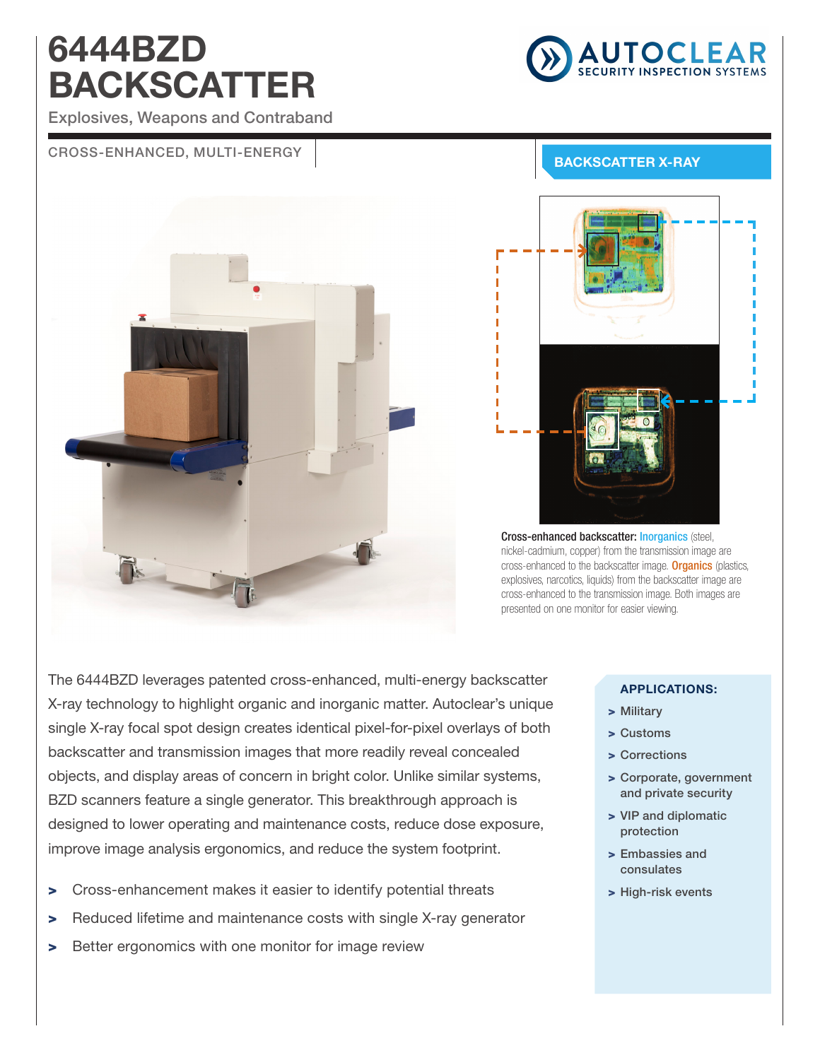# 6444BZD BACKSCATTER

Explosives, Weapons and Contraband

AUTOCLEAR SECURITY INSPECTION SYSTEMS

CROSS-ENHANCED, MULTI-ENERGY

**BACKSCATTER X-RAY**

**Cross-enhanced backscatter:** Inorganics (steel, nickel-cadmium, copper) from the transmission image are cross-enhanced to the backscatter image. Organics (plastics, explosives, narcotics, liquids) from the backscatter image are cross-enhanced to the transmission image. Both images are presented on one monitor for easier viewing.

The 6444BZD leverages patented cross-enhanced, multi-energy backscatter X-ray technology to highlight organic and inorganic matter. Autoclear's unique single X-ray focal spot design creates identical pixel-for-pixel overlays of both backscatter and transmission images that more readily reveal concealed objects, and display areas of concern in bright color. Unlike similar systems, BZD scanners feature a single generator. This breakthrough approach is designed to lower operating and maintenance costs, reduce dose exposure, improve image analysis ergonomics, and reduce the system footprint.

- Cross-enhancement makes it easier to identify potential threats
- Reduced lifetime and maintenance costs with single X-ray generator
- Better ergonomics with one monitor for image review

**APPLICATIONS:**

- Military
- Customs
- Corrections
- Corporate, government and private security
- VIP and diplomatic protection
- Embassies and consulates
- High-risk events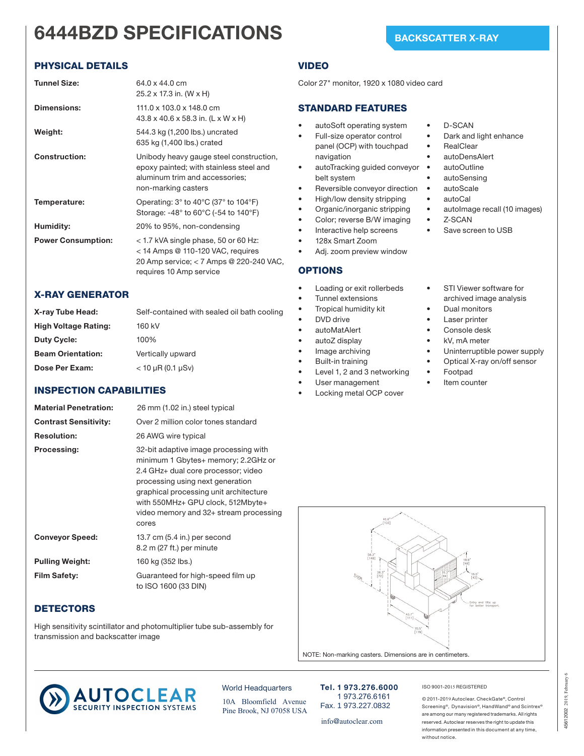# 6444BZD SPECIFICATIONS

**BACKSCATTER X-RAY**

## PHYSICAL DETAILS

| | |
|---|---|
| **Tunnel Size:** | 64.0 x 44.0 cm<br>25.2 x 17.3 in. (W x H) |
| **Dimensions:** | 111.0 x 103.0 x 148.0 cm<br>43.8 x 40.6 x 58.3 in. (L x W x H) |
| **Weight:** | 544.3 kg (1,200 lbs.) uncrated<br>635 kg (1,400 lbs.) crated |
| **Construction:** | Unibody heavy gauge steel construction, epoxy painted; with stainless steel and aluminum trim and accessories; non-marking casters |
| **Temperature:** | Operating: 3° to 40°C (37° to 104°F)<br>Storage: -48° to 60°C (-54 to 140°F) |
| **Humidity:** | 20% to 95%, non-condensing |
| **Power Consumption:** | < 1.7 kVA single phase, 50 or 60 Hz: < 14 Amps @ 110-120 VAC, requires 20 Amp service; < 7 Amps @ 220-240 VAC, requires 10 Amp service |

## X-RAY GENERATOR

| | |
|---|---|
| **X-ray Tube Head:** | Self-contained with sealed oil bath cooling |
| **High Voltage Rating:** | 160 kV |
| **Duty Cycle:** | 100% |
| **Beam Orientation:** | Vertically upward |
| **Dose Per Exam:** | < 10 μR (0.1 μSv) |

## INSPECTION CAPABILITIES

| | |
|---|---|
| **Material Penetration:** | 26 mm (1.02 in.) steel typical |
| **Contrast Sensitivity:** | Over 2 million color tones standard |
| **Resolution:** | 26 AWG wire typical |
| **Processing:** | 32-bit adaptive image processing with minimum 1 Gbytes+ memory; 2.2GHz or 2.4 GHz+ dual core processor; video processing using next generation graphical processing unit architecture with 550MHz+ GPU clock, 512Mbyte+ video memory and 32+ stream processing cores |
| **Conveyor Speed:** | 13.7 cm (5.4 in.) per second<br>8.2 m (27 ft.) per minute |
| **Pulling Weight:** | 160 kg (352 lbs.) |
| **Film Safety:** | Guaranteed for high-speed film up to ISO 1600 (33 DIN) |

## DETECTORS

High sensitivity scintillator and photomultiplier tube sub-assembly for transmission and backscatter image

## VIDEO

Color 27" monitor, 1920 x 1080 video card

## STANDARD FEATURES

- autoSoft operating system
- Full-size operator control panel (OCP) with touchpad navigation
- autoTracking guided conveyor belt system
- Reversible conveyor direction
- High/low density stripping
- Organic/inorganic stripping
- Color; reverse B/W imaging
- Interactive help screens
- 128x Smart Zoom
- Adj. zoom preview window
- D-SCAN
- Dark and light enhance
- RealClear
- autoDensAlert
- autoOutline
- autoSensing
- autoScale
- autoCal
- autoImage recall (10 images)
- Z-SCAN
- Save screen to USB

## OPTIONS

- Loading or exit rollerbeds
- Tunnel extensions
- Tropical humidity kit
- DVD drive
- autoMatAlert
- autoZ display
- Image archiving
- Built-in training
- Level 1, 2 and 3 networking
- User management
- Locking metal OCP cover
- STI Viewer software for archived image analysis
- Dual monitors
- Laser printer
- Console desk
- kV, mA meter
- Uninterruptible power supply
- Optical X-ray on/off sensor
- Footpad
- Item counter

40.6"
[103]
58.3"
[148]
28.3"
[72]
FLOOR
25.2"
[64]
18.9"
[48]
16.5"
[42]
Entry and tilts up for better transport.
43.7"
[111]
70.5"
[179]

NOTE: Non-marking casters. Dimensions are in centimeters.

AUTOCLEAR
SECURITY INSPECTION SYSTEMS

World Headquarters
10A Bloomfield Avenue
Pine Brook, NJ 07058 USA

**Tel. 1 973.276.6000**
1 973.276.6161
Fax. 1 973.227.0832

info@autoclear.com

ISO 9001-2015 REGISTERED

© 2011-2019 Autoclear. CheckGate®, Control Screening®, Dynavision®, HandWand® and Scintrex® are among our many registered trademarks. All rights reserved. Autoclear reserves the right to update this information presented in this document at any time, without notice.

45612002 2019, February 6